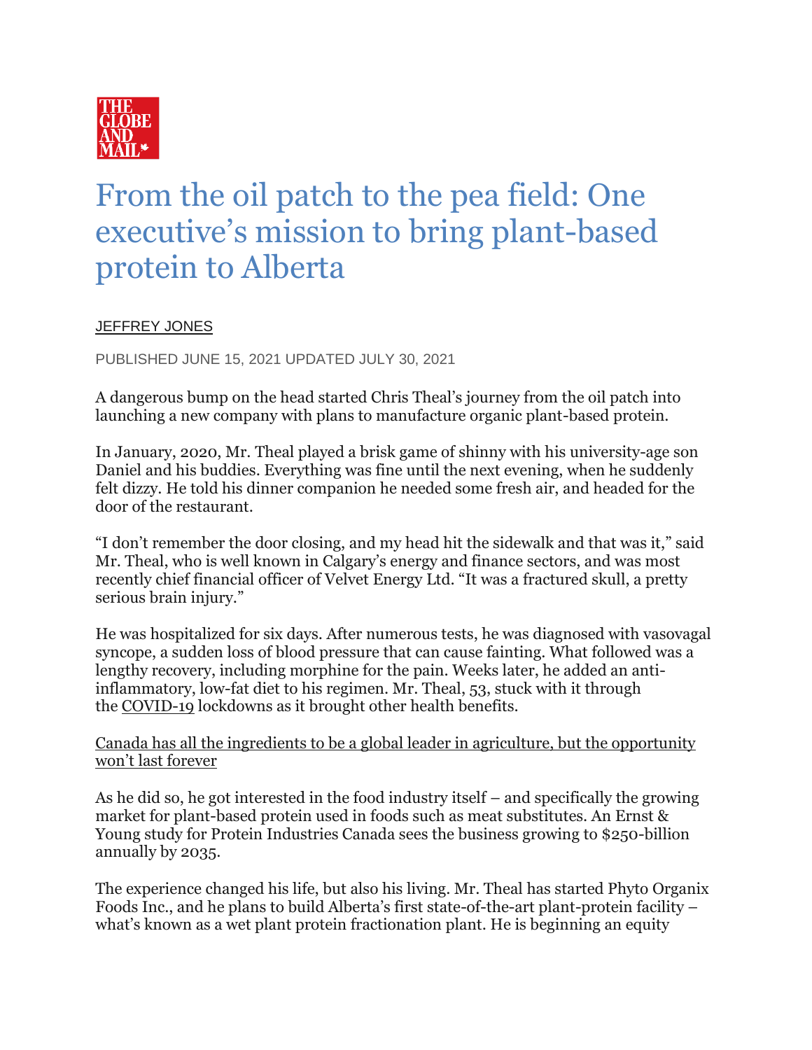THE GLOBE AND MAIL

# From the oil patch to the pea field: One executive's mission to bring plant-based protein to Alberta

JEFFREY JONES

PUBLISHED JUNE 15, 2021 UPDATED JULY 30, 2021

A dangerous bump on the head started Chris Theal's journey from the oil patch into launching a new company with plans to manufacture organic plant-based protein.

In January, 2020, Mr. Theal played a brisk game of shinny with his university-age son Daniel and his buddies. Everything was fine until the next evening, when he suddenly felt dizzy. He told his dinner companion he needed some fresh air, and headed for the door of the restaurant.

"I don't remember the door closing, and my head hit the sidewalk and that was it," said Mr. Theal, who is well known in Calgary's energy and finance sectors, and was most recently chief financial officer of Velvet Energy Ltd. "It was a fractured skull, a pretty serious brain injury."

He was hospitalized for six days. After numerous tests, he was diagnosed with vasovagal syncope, a sudden loss of blood pressure that can cause fainting. What followed was a lengthy recovery, including morphine for the pain. Weeks later, he added an anti-inflammatory, low-fat diet to his regimen. Mr. Theal, 53, stuck with it through the COVID-19 lockdowns as it brought other health benefits.

Canada has all the ingredients to be a global leader in agriculture, but the opportunity won't last forever

As he did so, he got interested in the food industry itself – and specifically the growing market for plant-based protein used in foods such as meat substitutes. An Ernst & Young study for Protein Industries Canada sees the business growing to $250-billion annually by 2035.

The experience changed his life, but also his living. Mr. Theal has started Phyto Organix Foods Inc., and he plans to build Alberta's first state-of-the-art plant-protein facility – what's known as a wet plant protein fractionation plant. He is beginning an equity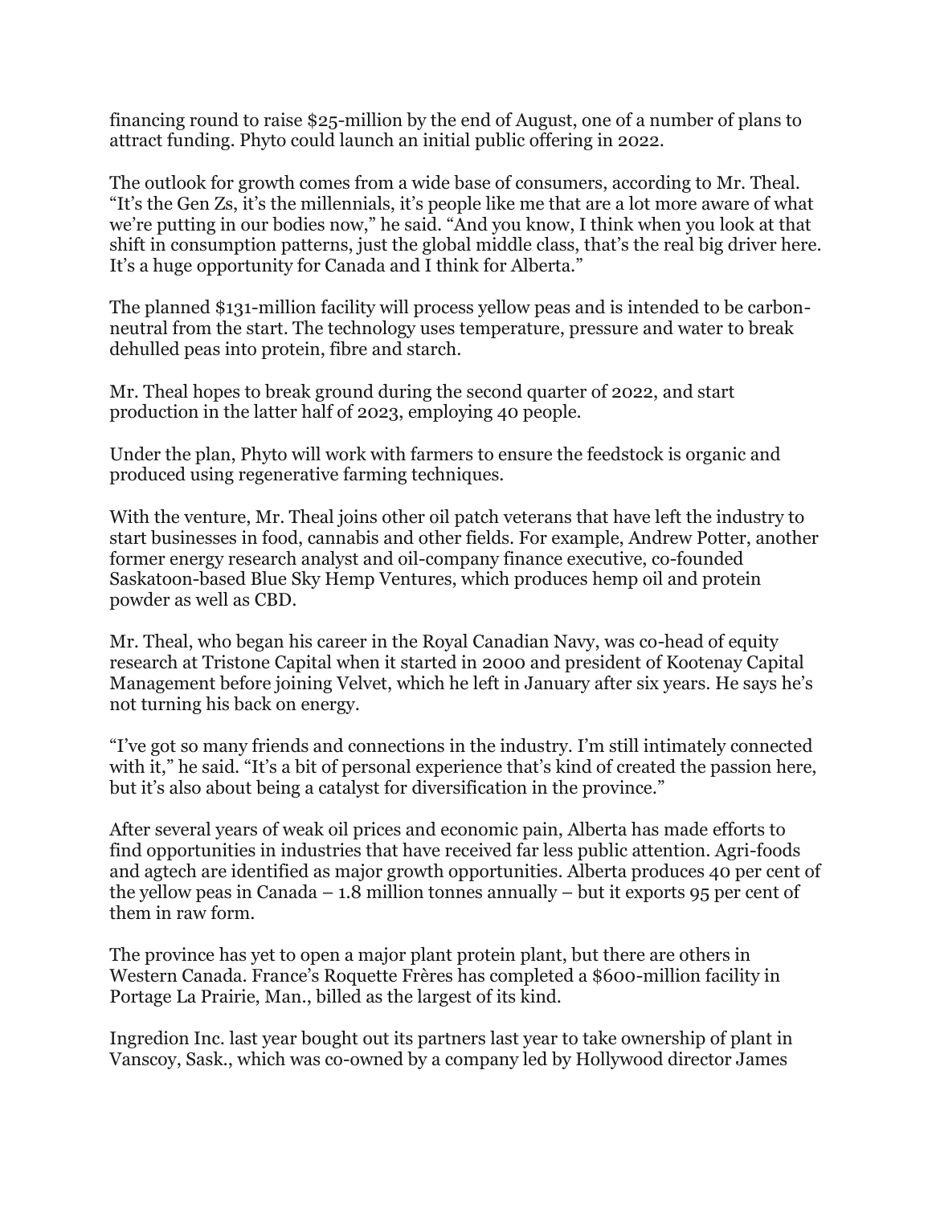financing round to raise $25-million by the end of August, one of a number of plans to attract funding. Phyto could launch an initial public offering in 2022.

The outlook for growth comes from a wide base of consumers, according to Mr. Theal. "It's the Gen Zs, it's the millennials, it's people like me that are a lot more aware of what we're putting in our bodies now," he said. "And you know, I think when you look at that shift in consumption patterns, just the global middle class, that's the real big driver here. It's a huge opportunity for Canada and I think for Alberta."

The planned $131-million facility will process yellow peas and is intended to be carbon-neutral from the start. The technology uses temperature, pressure and water to break dehulled peas into protein, fibre and starch.

Mr. Theal hopes to break ground during the second quarter of 2022, and start production in the latter half of 2023, employing 40 people.

Under the plan, Phyto will work with farmers to ensure the feedstock is organic and produced using regenerative farming techniques.

With the venture, Mr. Theal joins other oil patch veterans that have left the industry to start businesses in food, cannabis and other fields. For example, Andrew Potter, another former energy research analyst and oil-company finance executive, co-founded Saskatoon-based Blue Sky Hemp Ventures, which produces hemp oil and protein powder as well as CBD.

Mr. Theal, who began his career in the Royal Canadian Navy, was co-head of equity research at Tristone Capital when it started in 2000 and president of Kootenay Capital Management before joining Velvet, which he left in January after six years. He says he's not turning his back on energy.

"I've got so many friends and connections in the industry. I'm still intimately connected with it," he said. "It's a bit of personal experience that's kind of created the passion here, but it's also about being a catalyst for diversification in the province."

After several years of weak oil prices and economic pain, Alberta has made efforts to find opportunities in industries that have received far less public attention. Agri-foods and agtech are identified as major growth opportunities. Alberta produces 40 per cent of the yellow peas in Canada – 1.8 million tonnes annually – but it exports 95 per cent of them in raw form.

The province has yet to open a major plant protein plant, but there are others in Western Canada. France's Roquette Frères has completed a $600-million facility in Portage La Prairie, Man., billed as the largest of its kind.

Ingredion Inc. last year bought out its partners last year to take ownership of plant in Vanscoy, Sask., which was co-owned by a company led by Hollywood director James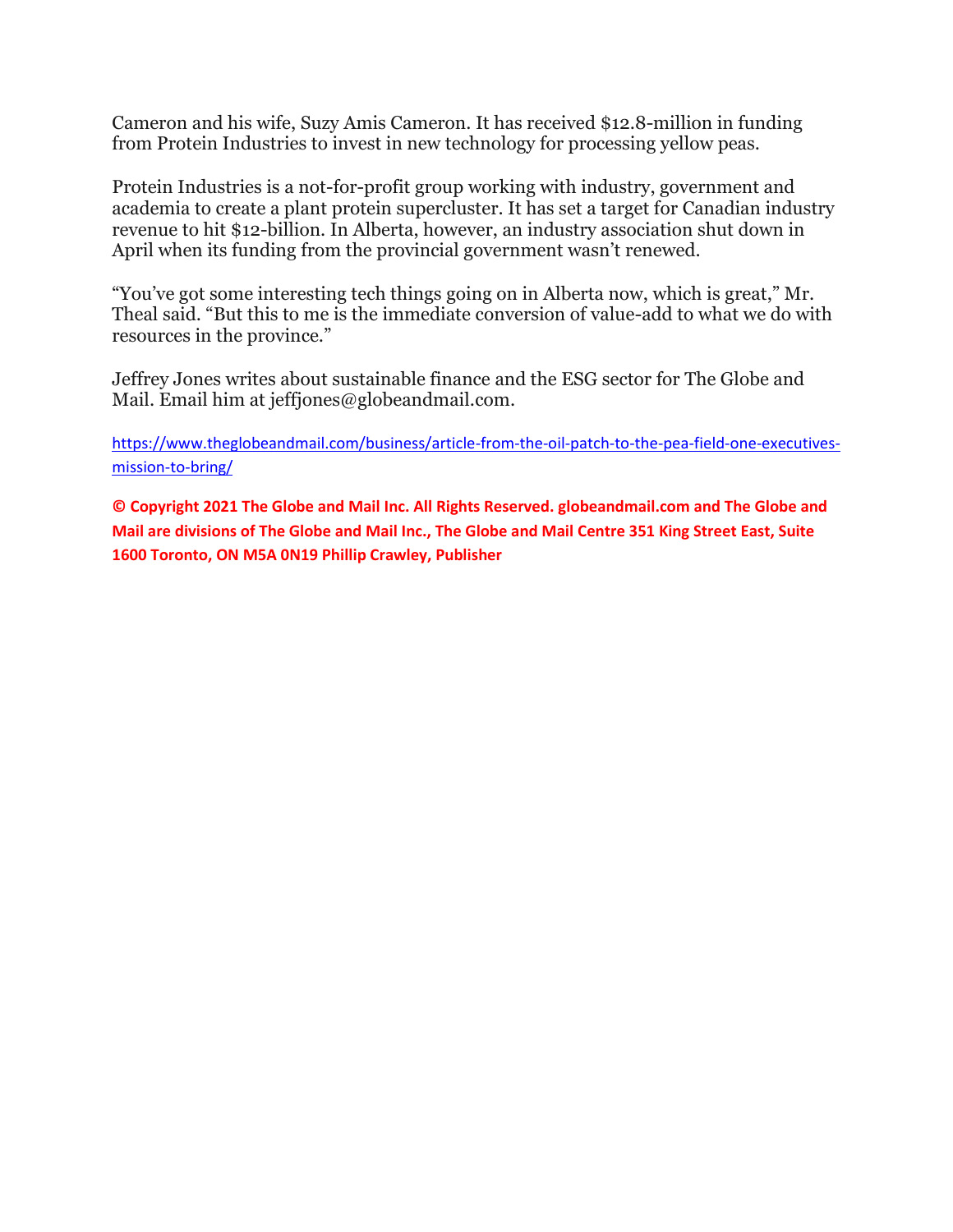Cameron and his wife, Suzy Amis Cameron. It has received $12.8-million in funding from Protein Industries to invest in new technology for processing yellow peas.

Protein Industries is a not-for-profit group working with industry, government and academia to create a plant protein supercluster. It has set a target for Canadian industry revenue to hit $12-billion. In Alberta, however, an industry association shut down in April when its funding from the provincial government wasn't renewed.

"You've got some interesting tech things going on in Alberta now, which is great," Mr. Theal said. "But this to me is the immediate conversion of value-add to what we do with resources in the province."

Jeffrey Jones writes about sustainable finance and the ESG sector for The Globe and Mail. Email him at jeffjones@globeandmail.com.

https://www.theglobeandmail.com/business/article-from-the-oil-patch-to-the-pea-field-one-executives-mission-to-bring/

**© Copyright 2021 The Globe and Mail Inc. All Rights Reserved. globeandmail.com and The Globe and Mail are divisions of The Globe and Mail Inc., The Globe and Mail Centre 351 King Street East, Suite 1600 Toronto, ON M5A 0N19 Phillip Crawley, Publisher**